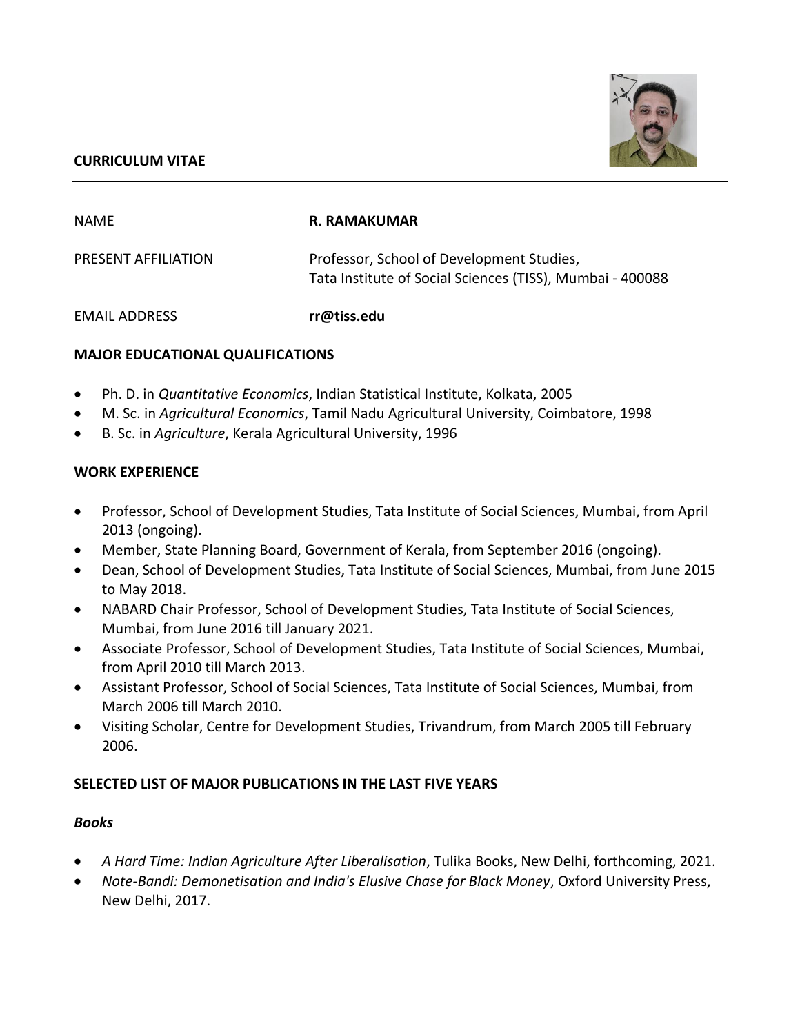## CURRICULUM VITAE

| | |
|---|---|
| NAME | **R. RAMAKUMAR** |
| PRESENT AFFILIATION | Professor, School of Development Studies, Tata Institute of Social Sciences (TISS), Mumbai - 400088 |
| EMAIL ADDRESS | **rr@tiss.edu** |

### MAJOR EDUCATIONAL QUALIFICATIONS

- Ph. D. in *Quantitative Economics*, Indian Statistical Institute, Kolkata, 2005
- M. Sc. in *Agricultural Economics*, Tamil Nadu Agricultural University, Coimbatore, 1998
- B. Sc. in *Agriculture*, Kerala Agricultural University, 1996

### WORK EXPERIENCE

- Professor, School of Development Studies, Tata Institute of Social Sciences, Mumbai, from April 2013 (ongoing).
- Member, State Planning Board, Government of Kerala, from September 2016 (ongoing).
- Dean, School of Development Studies, Tata Institute of Social Sciences, Mumbai, from June 2015 to May 2018.
- NABARD Chair Professor, School of Development Studies, Tata Institute of Social Sciences, Mumbai, from June 2016 till January 2021.
- Associate Professor, School of Development Studies, Tata Institute of Social Sciences, Mumbai, from April 2010 till March 2013.
- Assistant Professor, School of Social Sciences, Tata Institute of Social Sciences, Mumbai, from March 2006 till March 2010.
- Visiting Scholar, Centre for Development Studies, Trivandrum, from March 2005 till February 2006.

### SELECTED LIST OF MAJOR PUBLICATIONS IN THE LAST FIVE YEARS

#### *Books*

- *A Hard Time: Indian Agriculture After Liberalisation*, Tulika Books, New Delhi, forthcoming, 2021.
- *Note-Bandi: Demonetisation and India's Elusive Chase for Black Money*, Oxford University Press, New Delhi, 2017.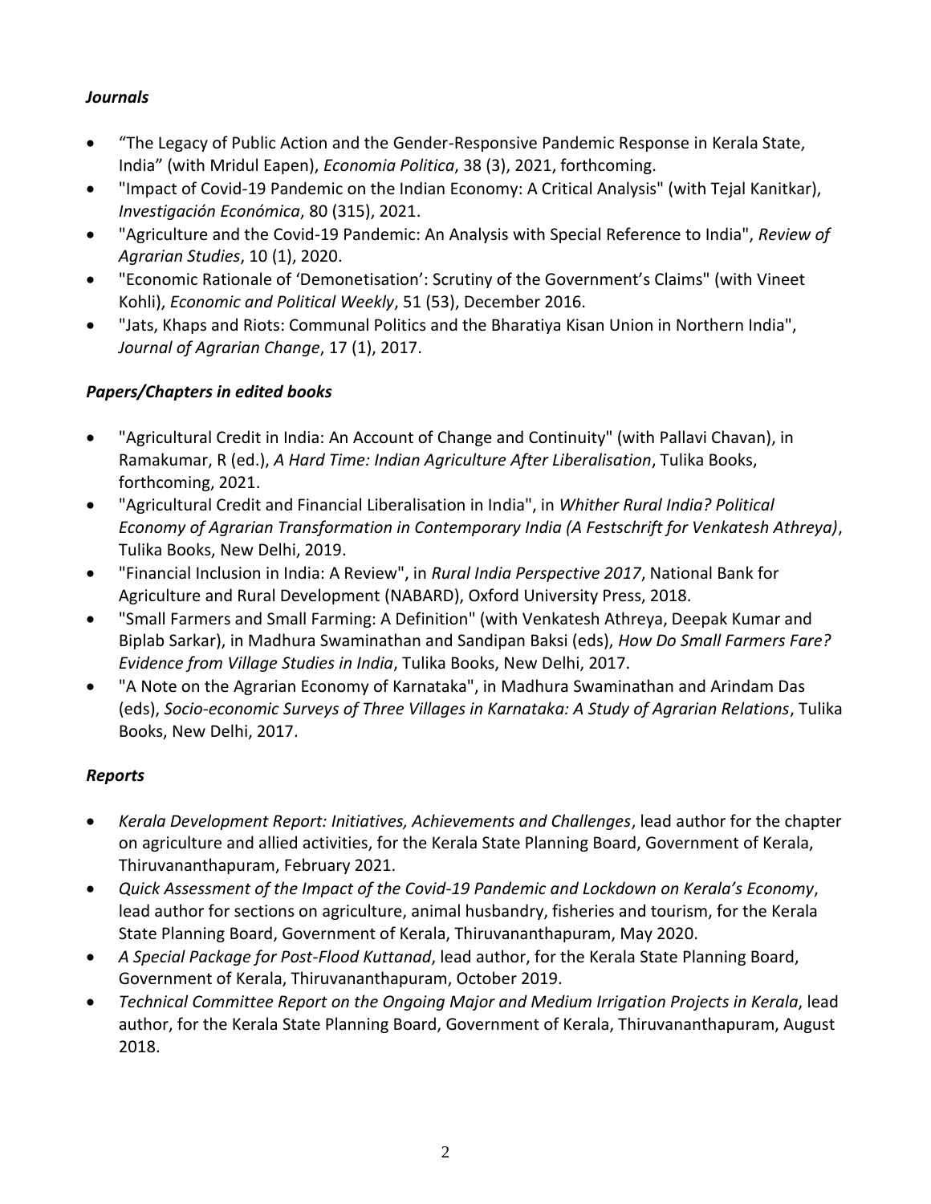### *Journals*

- "The Legacy of Public Action and the Gender-Responsive Pandemic Response in Kerala State, India" (with Mridul Eapen), *Economia Politica*, 38 (3), 2021, forthcoming.
- "Impact of Covid-19 Pandemic on the Indian Economy: A Critical Analysis" (with Tejal Kanitkar), *Investigación Económica*, 80 (315), 2021.
- "Agriculture and the Covid-19 Pandemic: An Analysis with Special Reference to India", *Review of Agrarian Studies*, 10 (1), 2020.
- "Economic Rationale of 'Demonetisation': Scrutiny of the Government's Claims" (with Vineet Kohli), *Economic and Political Weekly*, 51 (53), December 2016.
- "Jats, Khaps and Riots: Communal Politics and the Bharatiya Kisan Union in Northern India", *Journal of Agrarian Change*, 17 (1), 2017.

### *Papers/Chapters in edited books*

- "Agricultural Credit in India: An Account of Change and Continuity" (with Pallavi Chavan), in Ramakumar, R (ed.), *A Hard Time: Indian Agriculture After Liberalisation*, Tulika Books, forthcoming, 2021.
- "Agricultural Credit and Financial Liberalisation in India", in *Whither Rural India? Political Economy of Agrarian Transformation in Contemporary India (A Festschrift for Venkatesh Athreya)*, Tulika Books, New Delhi, 2019.
- "Financial Inclusion in India: A Review", in *Rural India Perspective 2017*, National Bank for Agriculture and Rural Development (NABARD), Oxford University Press, 2018.
- "Small Farmers and Small Farming: A Definition" (with Venkatesh Athreya, Deepak Kumar and Biplab Sarkar), in Madhura Swaminathan and Sandipan Baksi (eds), *How Do Small Farmers Fare? Evidence from Village Studies in India*, Tulika Books, New Delhi, 2017.
- "A Note on the Agrarian Economy of Karnataka", in Madhura Swaminathan and Arindam Das (eds), *Socio-economic Surveys of Three Villages in Karnataka: A Study of Agrarian Relations*, Tulika Books, New Delhi, 2017.

### *Reports*

- *Kerala Development Report: Initiatives, Achievements and Challenges*, lead author for the chapter on agriculture and allied activities, for the Kerala State Planning Board, Government of Kerala, Thiruvananthapuram, February 2021.
- *Quick Assessment of the Impact of the Covid-19 Pandemic and Lockdown on Kerala's Economy*, lead author for sections on agriculture, animal husbandry, fisheries and tourism, for the Kerala State Planning Board, Government of Kerala, Thiruvananthapuram, May 2020.
- *A Special Package for Post-Flood Kuttanad*, lead author, for the Kerala State Planning Board, Government of Kerala, Thiruvananthapuram, October 2019.
- *Technical Committee Report on the Ongoing Major and Medium Irrigation Projects in Kerala*, lead author, for the Kerala State Planning Board, Government of Kerala, Thiruvananthapuram, August 2018.